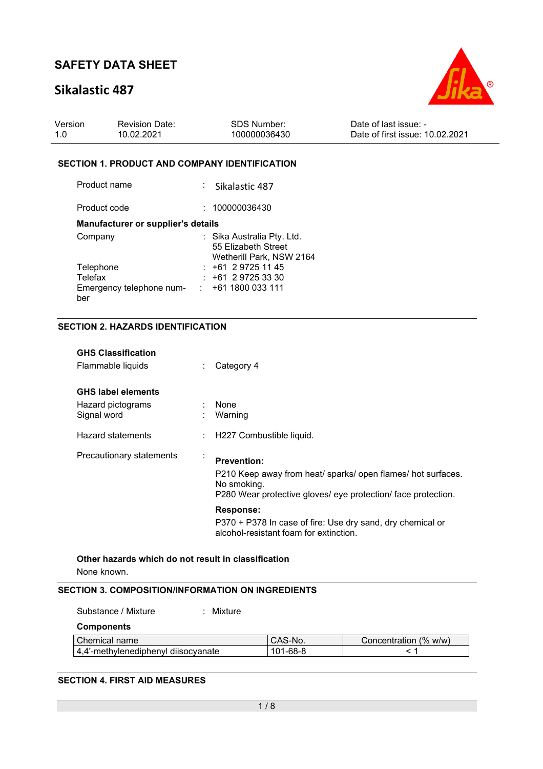# SAFETY DATA SHEET

## Sikalastic 487

| Version | Revision Date: | SDS Number: | Date of last issue: - |
|---|---|---|---|
| 1.0 | 10.02.2021 | 100000036430 | Date of first issue: 10.02.2021 |

### SECTION 1. PRODUCT AND COMPANY IDENTIFICATION

Product name : Sikalastic 487

Product code : 100000036430

**Manufacturer or supplier's details**

Company : Sika Australia Pty. Ltd.
55 Elizabeth Street
Wetherill Park, NSW 2164

Telephone : +61 2 9725 11 45

Telefax : +61 2 9725 33 30

Emergency telephone number : +61 1800 033 111

### SECTION 2. HAZARDS IDENTIFICATION

**GHS Classification**

Flammable liquids : Category 4

**GHS label elements**

Hazard pictograms : None

Signal word : Warning

Hazard statements : H227 Combustible liquid.

Precautionary statements :

**Prevention:**

P210 Keep away from heat/ sparks/ open flames/ hot surfaces. No smoking.
P280 Wear protective gloves/ eye protection/ face protection.

**Response:**

P370 + P378 In case of fire: Use dry sand, dry chemical or alcohol-resistant foam for extinction.

**Other hazards which do not result in classification**

None known.

### SECTION 3. COMPOSITION/INFORMATION ON INGREDIENTS

Substance / Mixture : Mixture

**Components**

| Chemical name | CAS-No. | Concentration (% w/w) |
|---|---|---|
| 4,4'-methylenediphenyl diisocyanate | 101-68-8 | < 1 |

### SECTION 4. FIRST AID MEASURES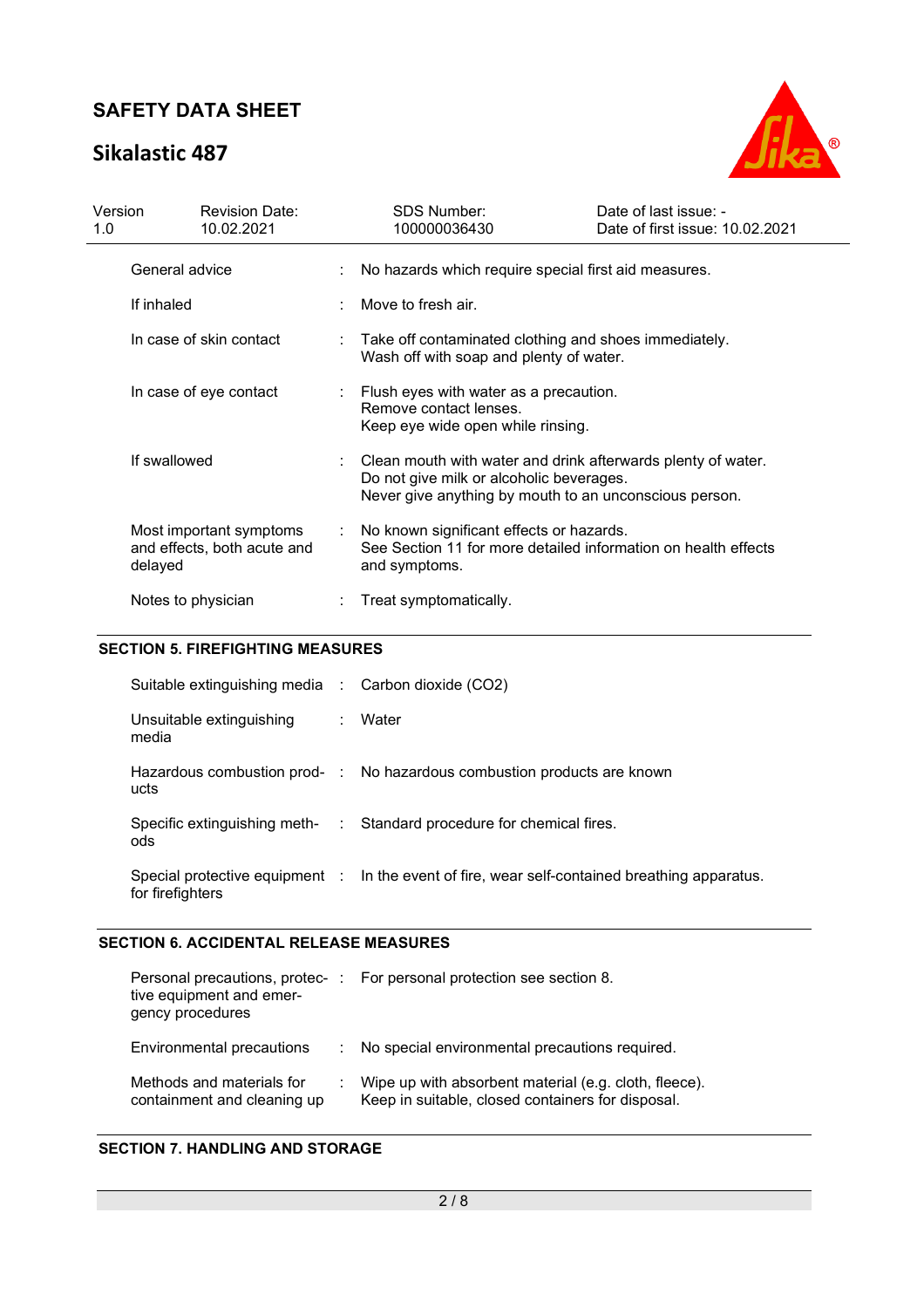| | |
|---|---|
| General advice | No hazards which require special first aid measures. |
| If inhaled | Move to fresh air. |
| In case of skin contact | Take off contaminated clothing and shoes immediately.<br>Wash off with soap and plenty of water. |
| In case of eye contact | Flush eyes with water as a precaution.<br>Remove contact lenses.<br>Keep eye wide open while rinsing. |
| If swallowed | Clean mouth with water and drink afterwards plenty of water.<br>Do not give milk or alcoholic beverages.<br>Never give anything by mouth to an unconscious person. |
| Most important symptoms and effects, both acute and delayed | No known significant effects or hazards.<br>See Section 11 for more detailed information on health effects and symptoms. |
| Notes to physician | Treat symptomatically. |

## SECTION 5. FIREFIGHTING MEASURES

| | |
|---|---|
| Suitable extinguishing media | Carbon dioxide ($CO_2$) |
| Unsuitable extinguishing media | Water |
| Hazardous combustion products | No hazardous combustion products are known |
| Specific extinguishing methods | Standard procedure for chemical fires. |
| Special protective equipment for firefighters | In the event of fire, wear self-contained breathing apparatus. |

## SECTION 6. ACCIDENTAL RELEASE MEASURES

| | |
|---|---|
| Personal precautions, protective equipment and emergency procedures | For personal protection see section 8. |
| Environmental precautions | No special environmental precautions required. |
| Methods and materials for containment and cleaning up | Wipe up with absorbent material (e.g. cloth, fleece).<br>Keep in suitable, closed containers for disposal. |

## SECTION 7. HANDLING AND STORAGE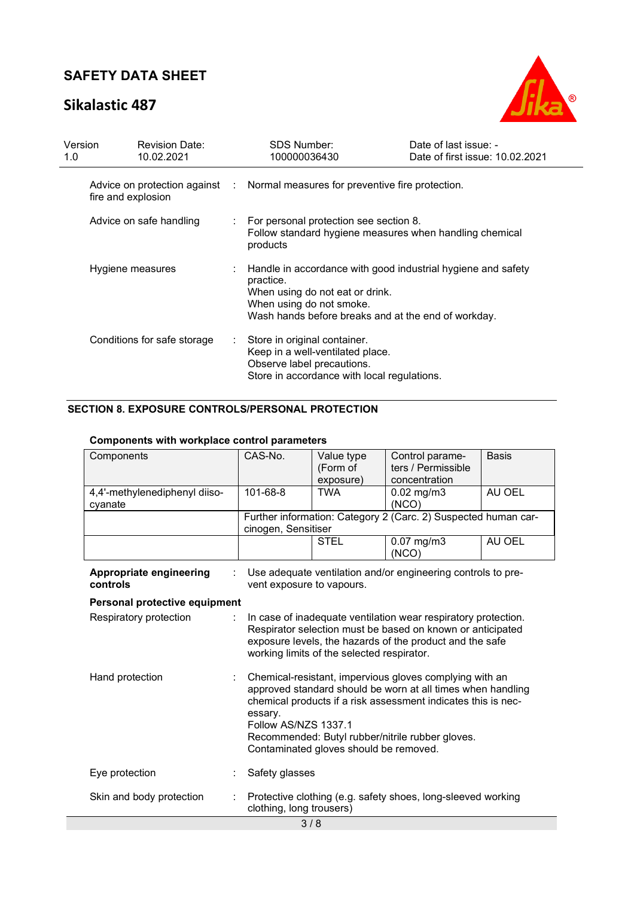| | | |
|---|---|---|
| Advice on protection against fire and explosion | : | Normal measures for preventive fire protection. |
| Advice on safe handling | : | For personal protection see section 8.<br>Follow standard hygiene measures when handling chemical products |
| Hygiene measures | : | Handle in accordance with good industrial hygiene and safety practice.<br>When using do not eat or drink.<br>When using do not smoke.<br>Wash hands before breaks and at the end of workday. |
| Conditions for safe storage | : | Store in original container.<br>Keep in a well-ventilated place.<br>Observe label precautions.<br>Store in accordance with local regulations. |

## SECTION 8. EXPOSURE CONTROLS/PERSONAL PROTECTION

**Components with workplace control parameters**

| Components | CAS-No. | Value type (Form of exposure) | Control parameters / Permissible concentration | Basis |
|---|---|---|---|---|
| 4,4'-methylenediphenyl diisocyanate | 101-68-8 | TWA | 0.02 mg/m3 (NCO) | AU OEL |
| | Further information: Category 2 (Carc. 2) Suspected human carcinogen, Sensitiser | | | |
| | | STEL | 0.07 mg/m3 (NCO) | AU OEL |

**Appropriate engineering controls** : Use adequate ventilation and/or engineering controls to prevent exposure to vapours.

**Personal protective equipment**

| | | |
|---|---|---|
| Respiratory protection | : | In case of inadequate ventilation wear respiratory protection.<br>Respirator selection must be based on known or anticipated exposure levels, the hazards of the product and the safe working limits of the selected respirator. |
| Hand protection | : | Chemical-resistant, impervious gloves complying with an approved standard should be worn at all times when handling chemical products if a risk assessment indicates this is necessary.<br>Follow AS/NZS 1337.1<br>Recommended: Butyl rubber/nitrile rubber gloves.<br>Contaminated gloves should be removed. |
| Eye protection | : | Safety glasses |
| Skin and body protection | : | Protective clothing (e.g. safety shoes, long-sleeved working clothing, long trousers) |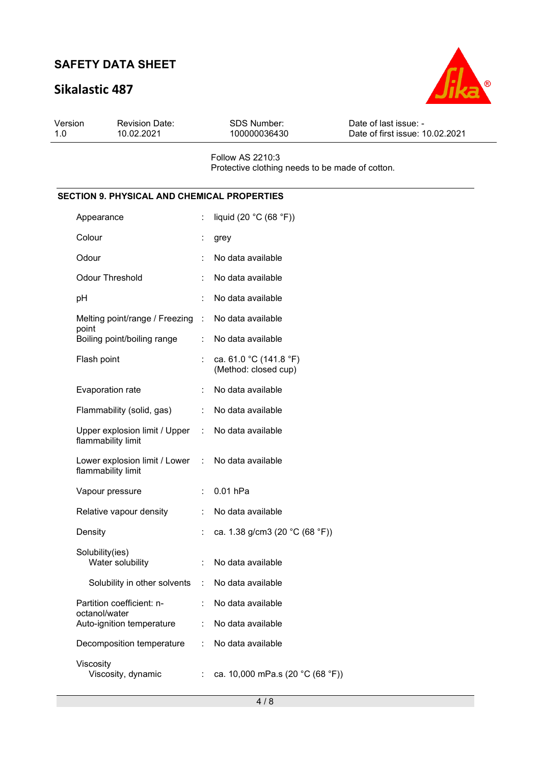Follow AS 2210:3
Protective clothing needs to be made of cotton.

## SECTION 9. PHYSICAL AND CHEMICAL PROPERTIES

| | | |
|---|---|---|
| Appearance | : | liquid (20 °C (68 °F)) |
| Colour | : | grey |
| Odour | : | No data available |
| Odour Threshold | : | No data available |
| pH | : | No data available |
| Melting point/range / Freezing point | : | No data available |
| Boiling point/boiling range | : | No data available |
| Flash point | : | ca. 61.0 °C (141.8 °F) (Method: closed cup) |
| Evaporation rate | : | No data available |
| Flammability (solid, gas) | : | No data available |
| Upper explosion limit / Upper flammability limit | : | No data available |
| Lower explosion limit / Lower flammability limit | : | No data available |
| Vapour pressure | : | 0.01 hPa |
| Relative vapour density | : | No data available |
| Density | : | ca. 1.38 g/cm3 (20 °C (68 °F)) |
| Solubility(ies) | | |
| Water solubility | : | No data available |
| Solubility in other solvents | : | No data available |
| Partition coefficient: n-octanol/water | : | No data available |
| Auto-ignition temperature | : | No data available |
| Decomposition temperature | : | No data available |
| Viscosity | | |
| Viscosity, dynamic | : | ca. 10,000 mPa.s (20 °C (68 °F)) |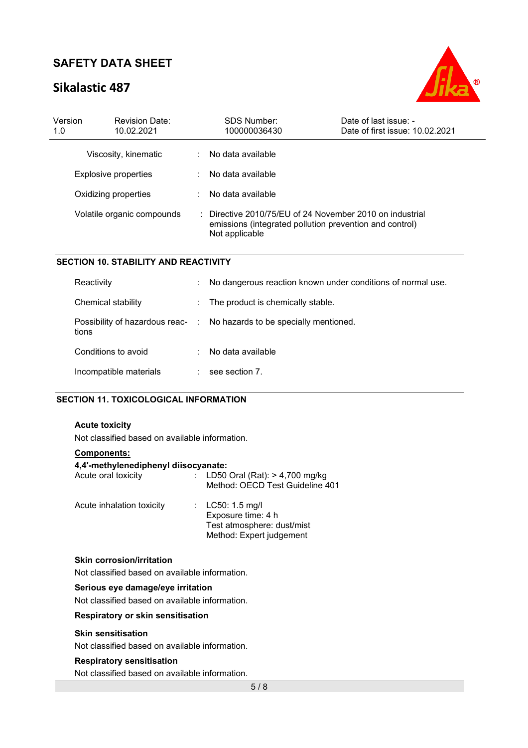| | | |
|---|---|---|
| Viscosity, kinematic | : | No data available |
| Explosive properties | : | No data available |
| Oxidizing properties | : | No data available |
| Volatile organic compounds | : | Directive 2010/75/EU of 24 November 2010 on industrial emissions (integrated pollution prevention and control)<br>Not applicable |

## SECTION 10. STABILITY AND REACTIVITY

| | | |
|---|---|---|
| Reactivity | : | No dangerous reaction known under conditions of normal use. |
| Chemical stability | : | The product is chemically stable. |
| Possibility of hazardous reactions | : | No hazards to be specially mentioned. |
| Conditions to avoid | : | No data available |
| Incompatible materials | : | see section 7. |

## SECTION 11. TOXICOLOGICAL INFORMATION

### Acute toxicity

Not classified based on available information.

**Components:**

**4,4'-methylenediphenyl diisocyanate:**

| | | |
|---|---|---|
| Acute oral toxicity | : | LD50 Oral (Rat): > 4,700 mg/kg<br>Method: OECD Test Guideline 401 |
| Acute inhalation toxicity | : | LC50: 1.5 mg/l<br>Exposure time: 4 h<br>Test atmosphere: dust/mist<br>Method: Expert judgement |

### Skin corrosion/irritation

Not classified based on available information.

### Serious eye damage/eye irritation

Not classified based on available information.

### Respiratory or skin sensitisation

### Skin sensitisation

Not classified based on available information.

### Respiratory sensitisation

Not classified based on available information.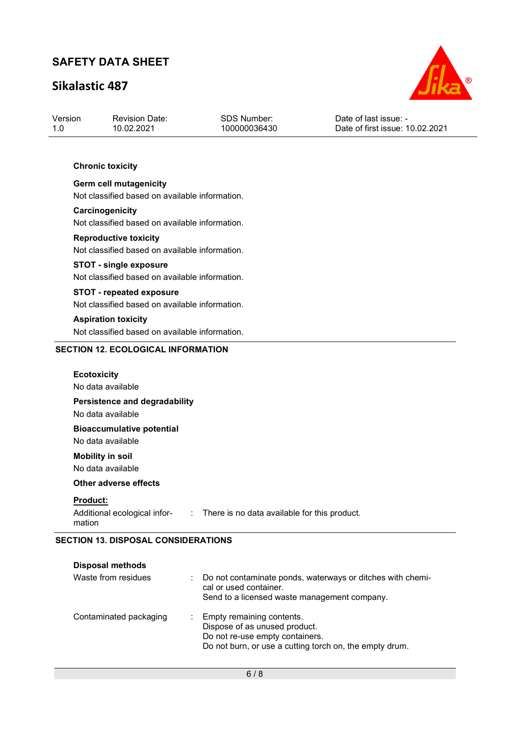**Chronic toxicity**

**Germ cell mutagenicity**
Not classified based on available information.

**Carcinogenicity**
Not classified based on available information.

**Reproductive toxicity**
Not classified based on available information.

**STOT - single exposure**
Not classified based on available information.

**STOT - repeated exposure**
Not classified based on available information.

**Aspiration toxicity**
Not classified based on available information.

## SECTION 12. ECOLOGICAL INFORMATION

**Ecotoxicity**
No data available

**Persistence and degradability**
No data available

**Bioaccumulative potential**
No data available

**Mobility in soil**
No data available

**Other adverse effects**

**Product:**

Additional ecological information : There is no data available for this product.

## SECTION 13. DISPOSAL CONSIDERATIONS

**Disposal methods**

Waste from residues : Do not contaminate ponds, waterways or ditches with chemical or used container.
Send to a licensed waste management company.

Contaminated packaging : Empty remaining contents.
Dispose of as unused product.
Do not re-use empty containers.
Do not burn, or use a cutting torch on, the empty drum.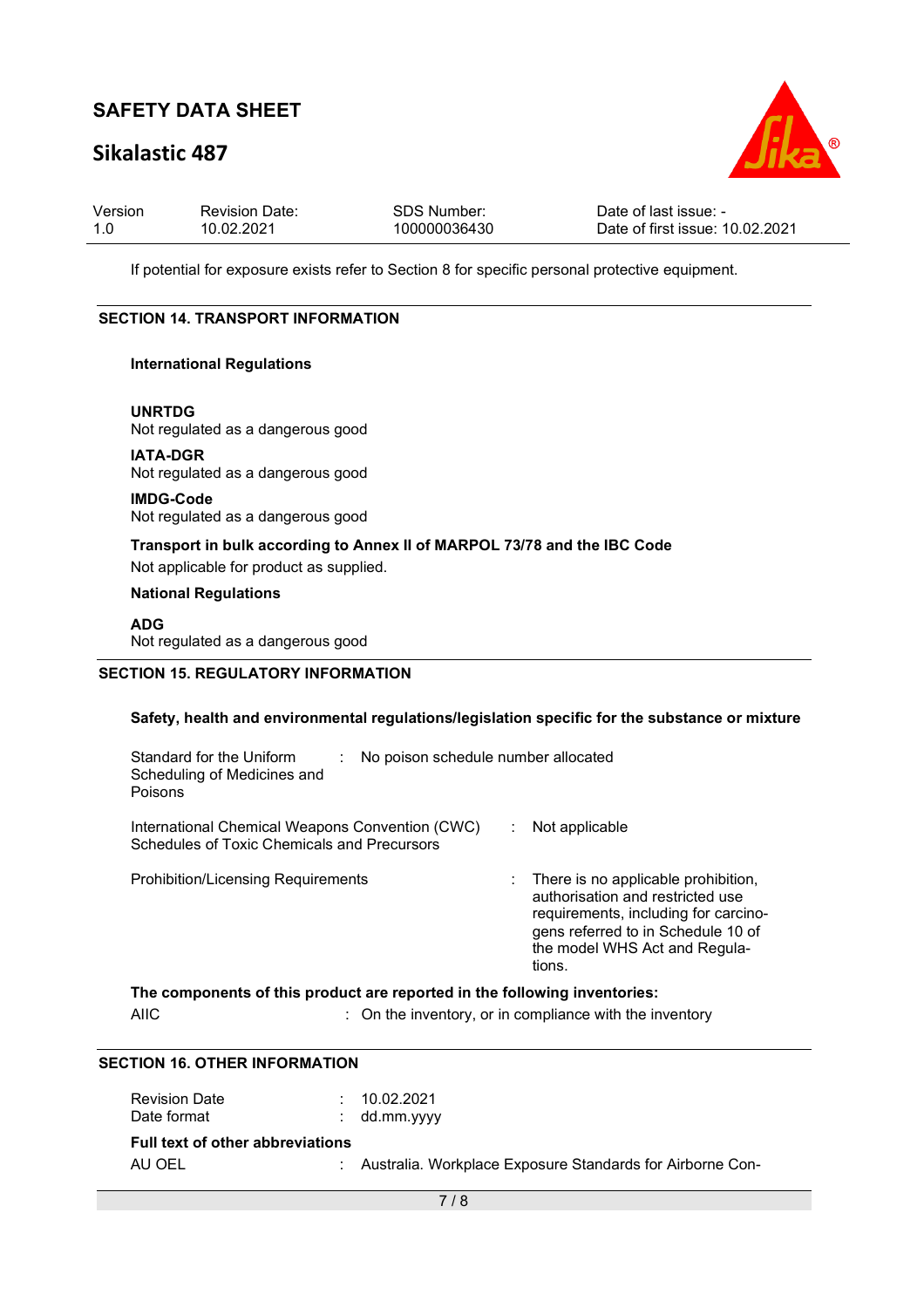If potential for exposure exists refer to Section 8 for specific personal protective equipment.

## SECTION 14. TRANSPORT INFORMATION

### International Regulations

**UNRTDG**
Not regulated as a dangerous good

**IATA-DGR**
Not regulated as a dangerous good

**IMDG-Code**
Not regulated as a dangerous good

**Transport in bulk according to Annex II of MARPOL 73/78 and the IBC Code**
Not applicable for product as supplied.

### National Regulations

**ADG**
Not regulated as a dangerous good

## SECTION 15. REGULATORY INFORMATION

**Safety, health and environmental regulations/legislation specific for the substance or mixture**

Standard for the Uniform Scheduling of Medicines and Poisons : No poison schedule number allocated

International Chemical Weapons Convention (CWC) Schedules of Toxic Chemicals and Precursors : Not applicable

Prohibition/Licensing Requirements : There is no applicable prohibition, authorisation and restricted use requirements, including for carcinogens referred to in Schedule 10 of the model WHS Act and Regulations.

**The components of this product are reported in the following inventories:**

AIIC : On the inventory, or in compliance with the inventory

## SECTION 16. OTHER INFORMATION

Revision Date : 10.02.2021
Date format : dd.mm.yyyy

**Full text of other abbreviations**

AU OEL : Australia. Workplace Exposure Standards for Airborne Con-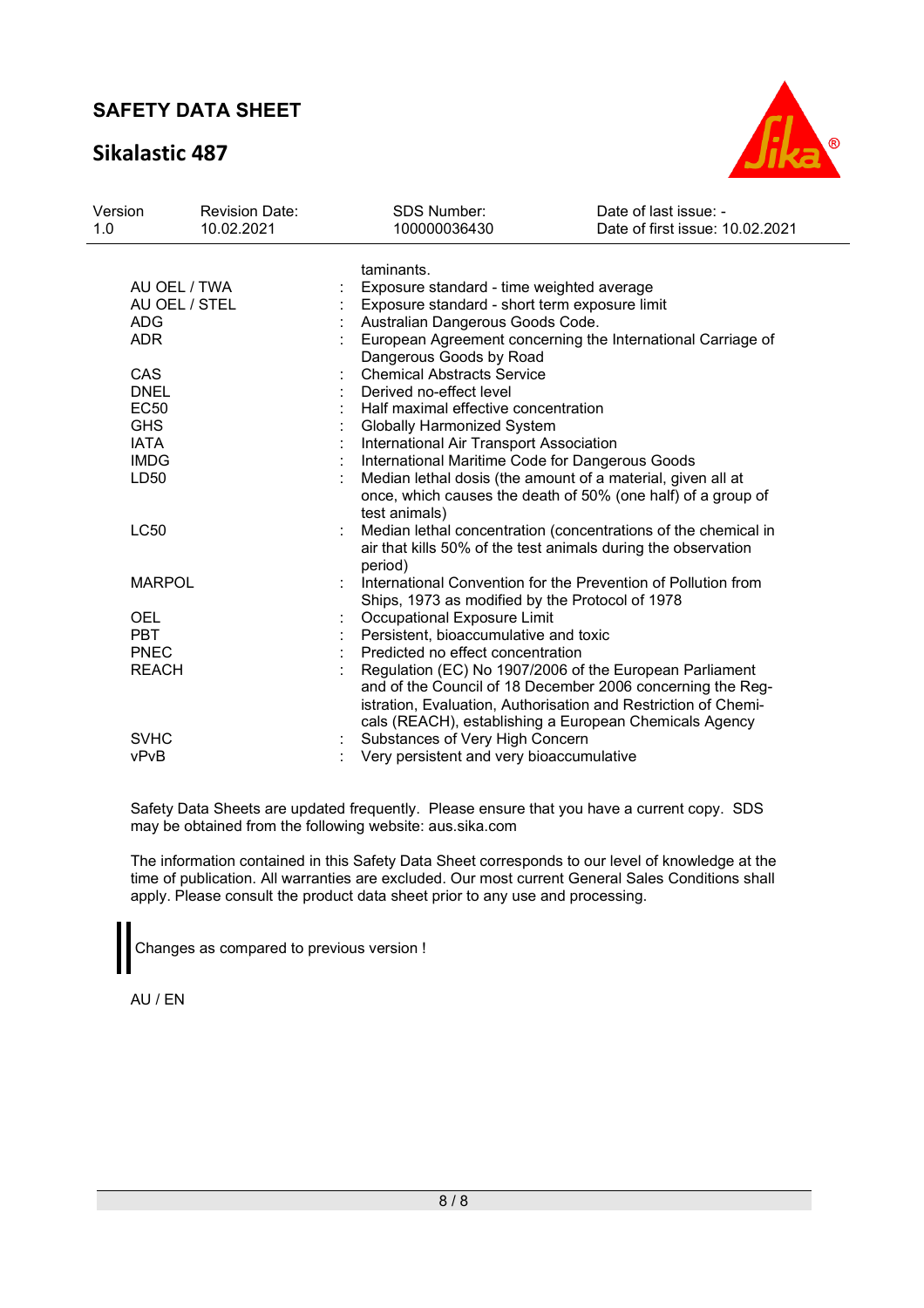taminants.

| | | |
|---|---|---|
| AU OEL / TWA | : | Exposure standard - time weighted average |
| AU OEL / STEL | : | Exposure standard - short term exposure limit |
| ADG | : | Australian Dangerous Goods Code. |
| ADR | : | European Agreement concerning the International Carriage of Dangerous Goods by Road |
| CAS | : | Chemical Abstracts Service |
| DNEL | : | Derived no-effect level |
| EC50 | : | Half maximal effective concentration |
| GHS | : | Globally Harmonized System |
| IATA | : | International Air Transport Association |
| IMDG | : | International Maritime Code for Dangerous Goods |
| LD50 | : | Median lethal dosis (the amount of a material, given all at once, which causes the death of 50% (one half) of a group of test animals) |
| LC50 | : | Median lethal concentration (concentrations of the chemical in air that kills 50% of the test animals during the observation period) |
| MARPOL | : | International Convention for the Prevention of Pollution from Ships, 1973 as modified by the Protocol of 1978 |
| OEL | : | Occupational Exposure Limit |
| PBT | : | Persistent, bioaccumulative and toxic |
| PNEC | : | Predicted no effect concentration |
| REACH | : | Regulation (EC) No 1907/2006 of the European Parliament and of the Council of 18 December 2006 concerning the Registration, Evaluation, Authorisation and Restriction of Chemicals (REACH), establishing a European Chemicals Agency |
| SVHC | : | Substances of Very High Concern |
| vPvB | : | Very persistent and very bioaccumulative |

Safety Data Sheets are updated frequently. Please ensure that you have a current copy. SDS may be obtained from the following website: aus.sika.com

The information contained in this Safety Data Sheet corresponds to our level of knowledge at the time of publication. All warranties are excluded. Our most current General Sales Conditions shall apply. Please consult the product data sheet prior to any use and processing.

Changes as compared to previous version !

AU / EN